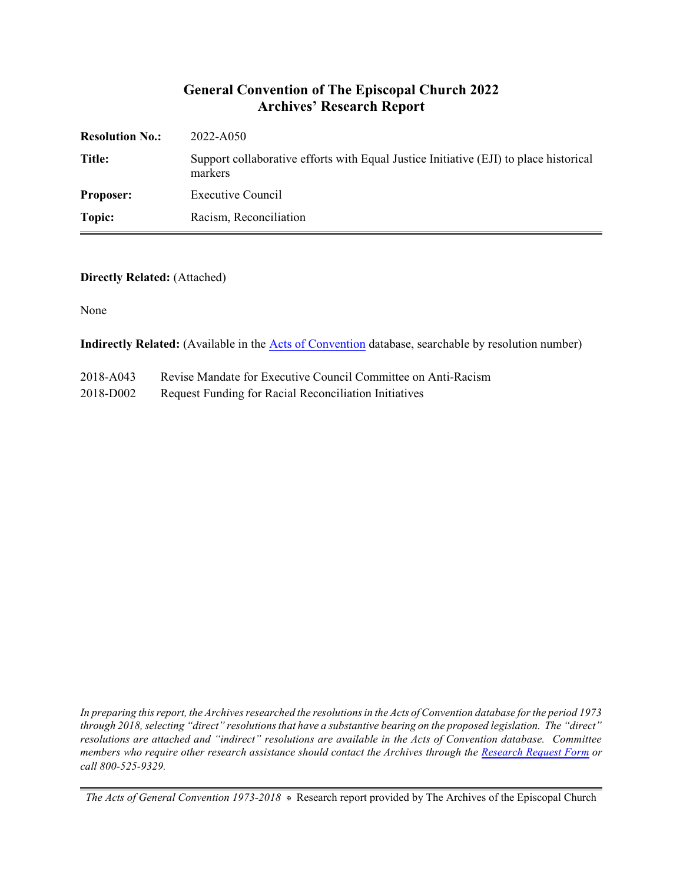# General Convention of The Episcopal Church 2022
## Archives' Research Report

| | |
|---|---|
| **Resolution No.:** | 2022-A050 |
| **Title:** | Support collaborative efforts with Equal Justice Initiative (EJI) to place historical markers |
| **Proposer:** | Executive Council |
| **Topic:** | Racism, Reconciliation |

**Directly Related:** (Attached)

None

**Indirectly Related:** (Available in the Acts of Convention database, searchable by resolution number)

| | |
|---|---|
| 2018-A043 | Revise Mandate for Executive Council Committee on Anti-Racism |
| 2018-D002 | Request Funding for Racial Reconciliation Initiatives |

*In preparing this report, the Archives researched the resolutions in the Acts of Convention database for the period 1973 through 2018, selecting "direct" resolutions that have a substantive bearing on the proposed legislation. The "direct" resolutions are attached and "indirect" resolutions are available in the Acts of Convention database. Committee members who require other research assistance should contact the Archives through the Research Request Form or call 800-525-9329.*

*The Acts of General Convention 1973-2018* ⊕ Research report provided by The Archives of the Episcopal Church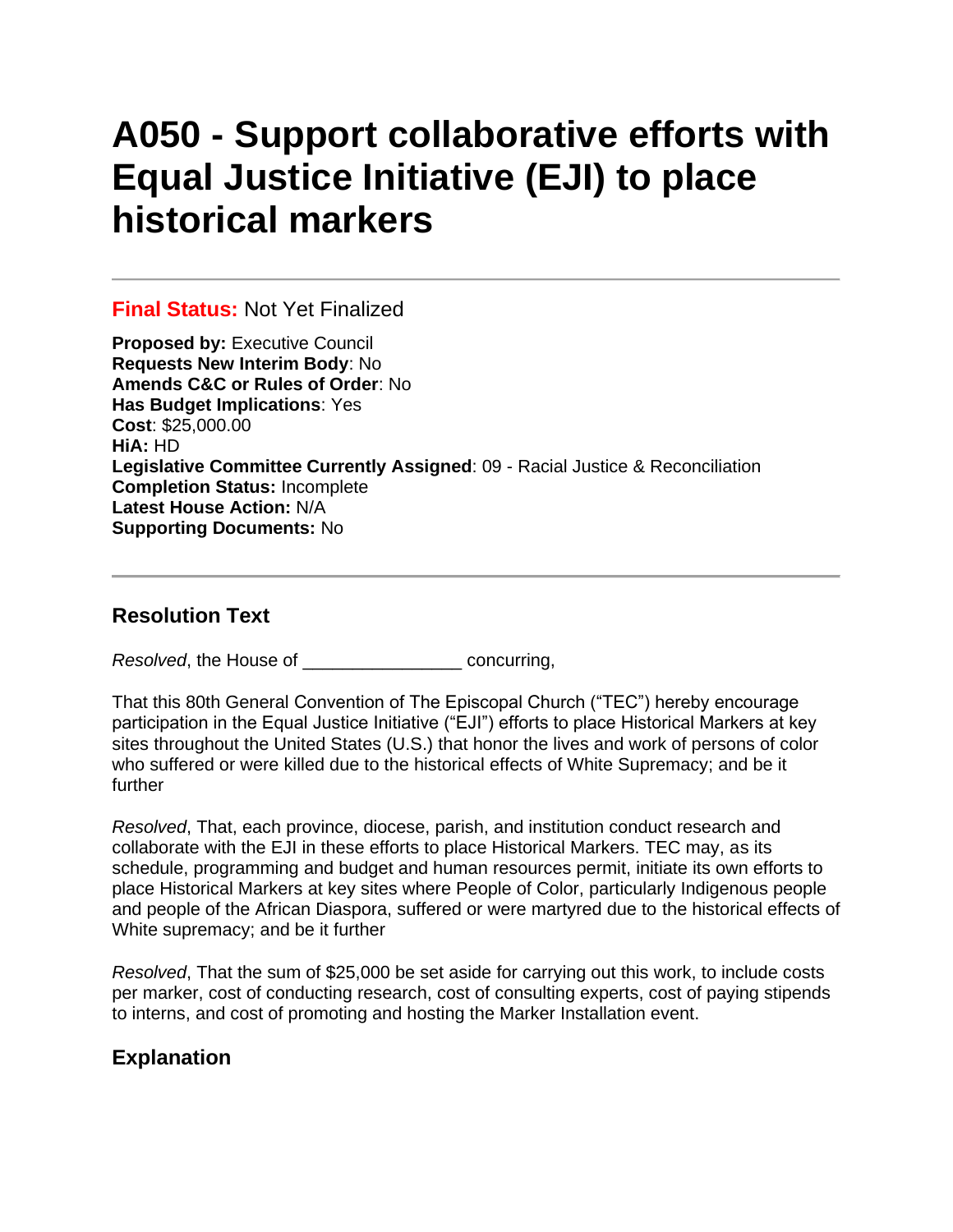# A050 - Support collaborative efforts with Equal Justice Initiative (EJI) to place historical markers

---

**Final Status:** Not Yet Finalized

**Proposed by:** Executive Council  
**Requests New Interim Body**: No  
**Amends C&C or Rules of Order**: No  
**Has Budget Implications**: Yes  
**Cost**: $25,000.00  
**HiA:** HD  
**Legislative Committee Currently Assigned**: 09 - Racial Justice & Reconciliation  
**Completion Status:** Incomplete  
**Latest House Action:** N/A  
**Supporting Documents:** No

---

## Resolution Text

*Resolved*, the House of _______________ concurring,

That this 80th General Convention of The Episcopal Church ("TEC") hereby encourage participation in the Equal Justice Initiative ("EJI") efforts to place Historical Markers at key sites throughout the United States (U.S.) that honor the lives and work of persons of color who suffered or were killed due to the historical effects of White Supremacy; and be it further

*Resolved*, That, each province, diocese, parish, and institution conduct research and collaborate with the EJI in these efforts to place Historical Markers. TEC may, as its schedule, programming and budget and human resources permit, initiate its own efforts to place Historical Markers at key sites where People of Color, particularly Indigenous people and people of the African Diaspora, suffered or were martyred due to the historical effects of White supremacy; and be it further

*Resolved*, That the sum of $25,000 be set aside for carrying out this work, to include costs per marker, cost of conducting research, cost of consulting experts, cost of paying stipends to interns, and cost of promoting and hosting the Marker Installation event.

## Explanation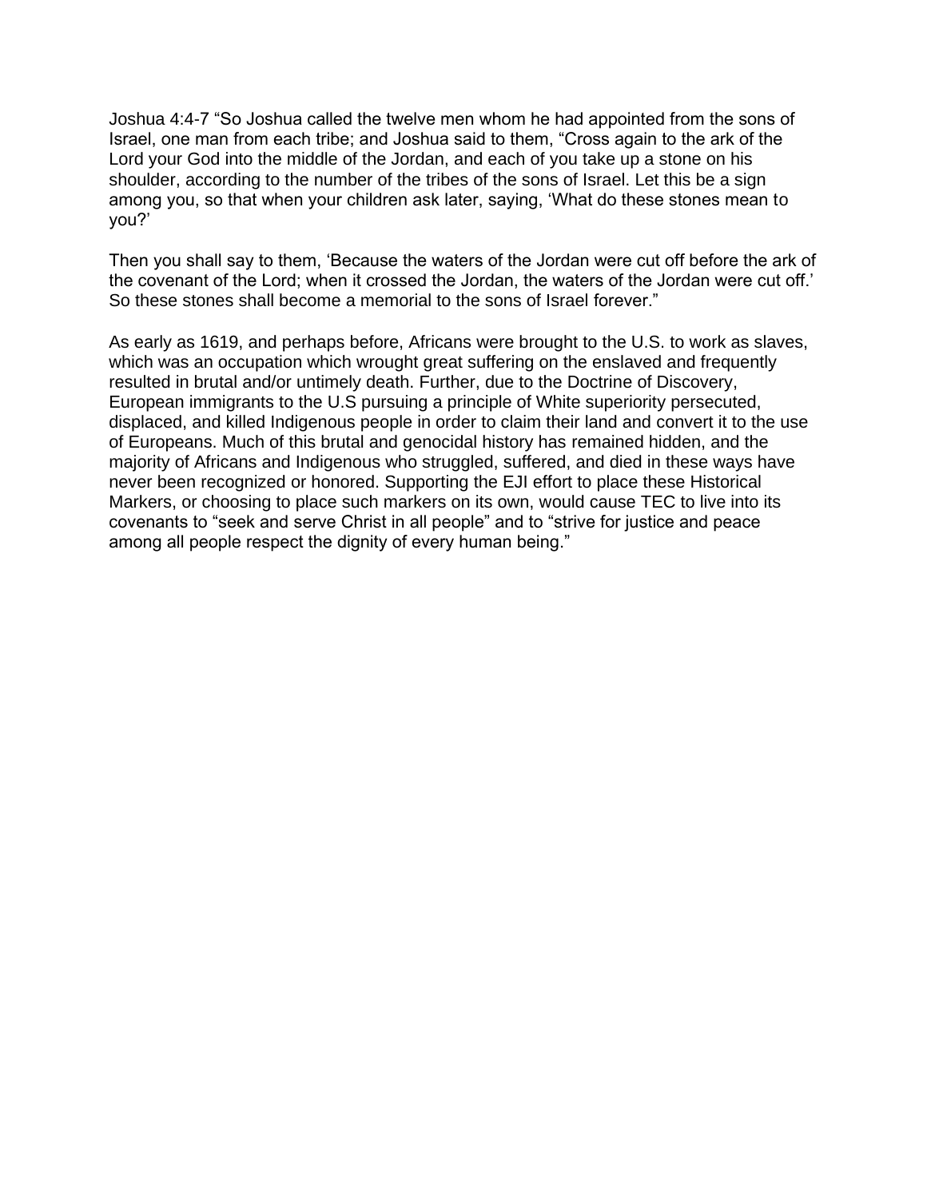Joshua 4:4-7 "So Joshua called the twelve men whom he had appointed from the sons of Israel, one man from each tribe; and Joshua said to them, "Cross again to the ark of the Lord your God into the middle of the Jordan, and each of you take up a stone on his shoulder, according to the number of the tribes of the sons of Israel. Let this be a sign among you, so that when your children ask later, saying, 'What do these stones mean to you?'

Then you shall say to them, 'Because the waters of the Jordan were cut off before the ark of the covenant of the Lord; when it crossed the Jordan, the waters of the Jordan were cut off.' So these stones shall become a memorial to the sons of Israel forever."

As early as 1619, and perhaps before, Africans were brought to the U.S. to work as slaves, which was an occupation which wrought great suffering on the enslaved and frequently resulted in brutal and/or untimely death. Further, due to the Doctrine of Discovery, European immigrants to the U.S pursuing a principle of White superiority persecuted, displaced, and killed Indigenous people in order to claim their land and convert it to the use of Europeans. Much of this brutal and genocidal history has remained hidden, and the majority of Africans and Indigenous who struggled, suffered, and died in these ways have never been recognized or honored. Supporting the EJI effort to place these Historical Markers, or choosing to place such markers on its own, would cause TEC to live into its covenants to "seek and serve Christ in all people" and to "strive for justice and peace among all people respect the dignity of every human being."